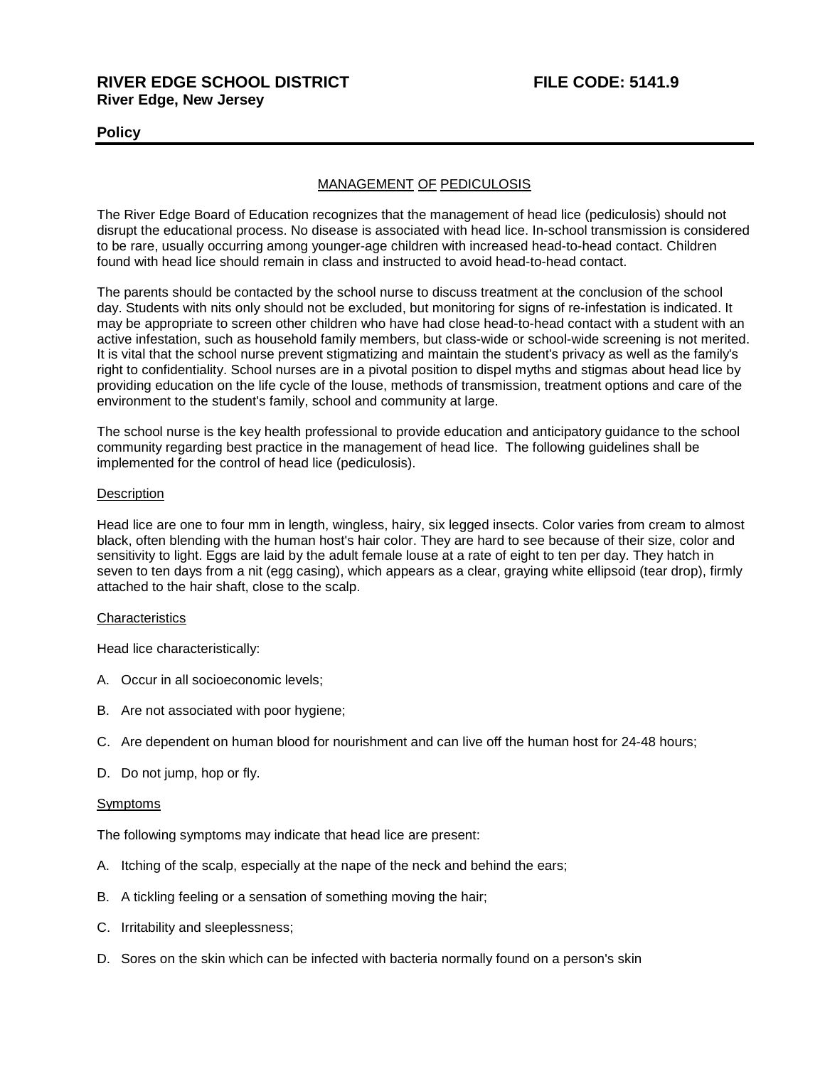**RIVER EDGE SCHOOL DISTRICT** **FILE CODE: 5141.9**
**River Edge, New Jersey**

**Policy**

## MANAGEMENT OF PEDICULOSIS

The River Edge Board of Education recognizes that the management of head lice (pediculosis) should not disrupt the educational process. No disease is associated with head lice. In-school transmission is considered to be rare, usually occurring among younger-age children with increased head-to-head contact. Children found with head lice should remain in class and instructed to avoid head-to-head contact.

The parents should be contacted by the school nurse to discuss treatment at the conclusion of the school day. Students with nits only should not be excluded, but monitoring for signs of re-infestation is indicated. It may be appropriate to screen other children who have had close head-to-head contact with a student with an active infestation, such as household family members, but class-wide or school-wide screening is not merited. It is vital that the school nurse prevent stigmatizing and maintain the student's privacy as well as the family's right to confidentiality. School nurses are in a pivotal position to dispel myths and stigmas about head lice by providing education on the life cycle of the louse, methods of transmission, treatment options and care of the environment to the student's family, school and community at large.

The school nurse is the key health professional to provide education and anticipatory guidance to the school community regarding best practice in the management of head lice. The following guidelines shall be implemented for the control of head lice (pediculosis).

### Description

Head lice are one to four mm in length, wingless, hairy, six legged insects. Color varies from cream to almost black, often blending with the human host's hair color. They are hard to see because of their size, color and sensitivity to light. Eggs are laid by the adult female louse at a rate of eight to ten per day. They hatch in seven to ten days from a nit (egg casing), which appears as a clear, graying white ellipsoid (tear drop), firmly attached to the hair shaft, close to the scalp.

### Characteristics

Head lice characteristically:

A. Occur in all socioeconomic levels;

B. Are not associated with poor hygiene;

C. Are dependent on human blood for nourishment and can live off the human host for 24-48 hours;

D. Do not jump, hop or fly.

### Symptoms

The following symptoms may indicate that head lice are present:

A. Itching of the scalp, especially at the nape of the neck and behind the ears;

B. A tickling feeling or a sensation of something moving the hair;

C. Irritability and sleeplessness;

D. Sores on the skin which can be infected with bacteria normally found on a person's skin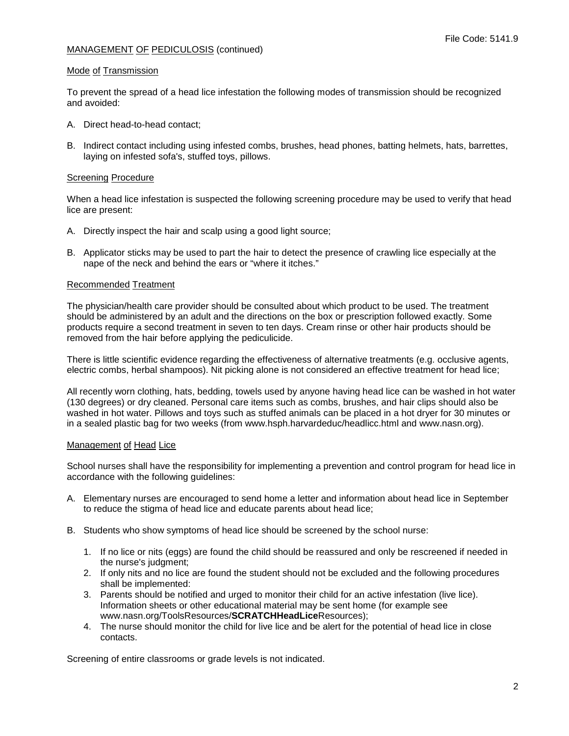## MANAGEMENT OF PEDICULOSIS (continued)

### Mode of Transmission

To prevent the spread of a head lice infestation the following modes of transmission should be recognized and avoided:

A. Direct head-to-head contact;

B. Indirect contact including using infested combs, brushes, head phones, batting helmets, hats, barrettes, laying on infested sofa's, stuffed toys, pillows.

### Screening Procedure

When a head lice infestation is suspected the following screening procedure may be used to verify that head lice are present:

A. Directly inspect the hair and scalp using a good light source;

B. Applicator sticks may be used to part the hair to detect the presence of crawling lice especially at the nape of the neck and behind the ears or "where it itches."

### Recommended Treatment

The physician/health care provider should be consulted about which product to be used. The treatment should be administered by an adult and the directions on the box or prescription followed exactly. Some products require a second treatment in seven to ten days. Cream rinse or other hair products should be removed from the hair before applying the pediculicide.

There is little scientific evidence regarding the effectiveness of alternative treatments (e.g. occlusive agents, electric combs, herbal shampoos). Nit picking alone is not considered an effective treatment for head lice;

All recently worn clothing, hats, bedding, towels used by anyone having head lice can be washed in hot water (130 degrees) or dry cleaned. Personal care items such as combs, brushes, and hair clips should also be washed in hot water. Pillows and toys such as stuffed animals can be placed in a hot dryer for 30 minutes or in a sealed plastic bag for two weeks (from www.hsph.harvardeduc/headlicc.html and www.nasn.org).

### Management of Head Lice

School nurses shall have the responsibility for implementing a prevention and control program for head lice in accordance with the following guidelines:

A. Elementary nurses are encouraged to send home a letter and information about head lice in September to reduce the stigma of head lice and educate parents about head lice;

B. Students who show symptoms of head lice should be screened by the school nurse:

   1. If no lice or nits (eggs) are found the child should be reassured and only be rescreened if needed in the nurse's judgment;
   2. If only nits and no lice are found the student should not be excluded and the following procedures shall be implemented:
   3. Parents should be notified and urged to monitor their child for an active infestation (live lice). Information sheets or other educational material may be sent home (for example see www.nasn.org/ToolsResources/**SCRATCHHeadLice**Resources);
   4. The nurse should monitor the child for live lice and be alert for the potential of head lice in close contacts.

Screening of entire classrooms or grade levels is not indicated.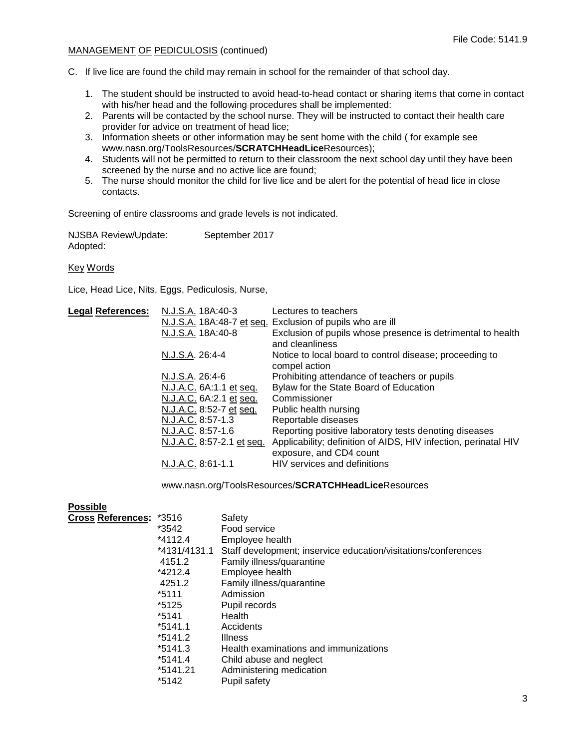MANAGEMENT OF PEDICULOSIS (continued)

C. If live lice are found the child may remain in school for the remainder of that school day.

1. The student should be instructed to avoid head-to-head contact or sharing items that come in contact with his/her head and the following procedures shall be implemented:
2. Parents will be contacted by the school nurse. They will be instructed to contact their health care provider for advice on treatment of head lice;
3. Information sheets or other information may be sent home with the child ( for example see www.nasn.org/ToolsResources/**SCRATCHHeadLice**Resources);
4. Students will not be permitted to return to their classroom the next school day until they have been screened by the nurse and no active lice are found;
5. The nurse should monitor the child for live lice and be alert for the potential of head lice in close contacts.

Screening of entire classrooms and grade levels is not indicated.

NJSBA Review/Update: September 2017
Adopted:

Key Words

Lice, Head Lice, Nits, Eggs, Pediculosis, Nurse,

**Legal References:**

| | |
|---|---|
| N.J.S.A. 18A:40-3 | Lectures to teachers |
| N.J.S.A. 18A:48-7 et seq. | Exclusion of pupils who are ill |
| N.J.S.A. 18A:40-8 | Exclusion of pupils whose presence is detrimental to health and cleanliness |
| N.J.S.A. 26:4-4 | Notice to local board to control disease; proceeding to compel action |
| N.J.S.A. 26:4-6 | Prohibiting attendance of teachers or pupils |
| N.J.A.C. 6A:1.1 et seq. | Bylaw for the State Board of Education |
| N.J.A.C. 6A:2.1 et seq. | Commissioner |
| N.J.A.C. 8:52-7 et seq. | Public health nursing |
| N.J.A.C. 8:57-1.3 | Reportable diseases |
| N.J.A.C. 8:57-1.6 | Reporting positive laboratory tests denoting diseases |
| N.J.A.C. 8:57-2.1 et seq. | Applicability; definition of AIDS, HIV infection, perinatal HIV exposure, and CD4 count |
| N.J.A.C. 8:61-1.1 | HIV services and definitions |

www.nasn.org/ToolsResources/**SCRATCHHeadLice**Resources

**Possible Cross References:**

| | |
|---|---|
| *3516 | Safety |
| *3542 | Food service |
| *4112.4 | Employee health |
| *4131/4131.1 | Staff development; inservice education/visitations/conferences |
| 4151.2 | Family illness/quarantine |
| *4212.4 | Employee health |
| 4251.2 | Family illness/quarantine |
| *5111 | Admission |
| *5125 | Pupil records |
| *5141 | Health |
| *5141.1 | Accidents |
| *5141.2 | Illness |
| *5141.3 | Health examinations and immunizations |
| *5141.4 | Child abuse and neglect |
| *5141.21 | Administering medication |
| *5142 | Pupil safety |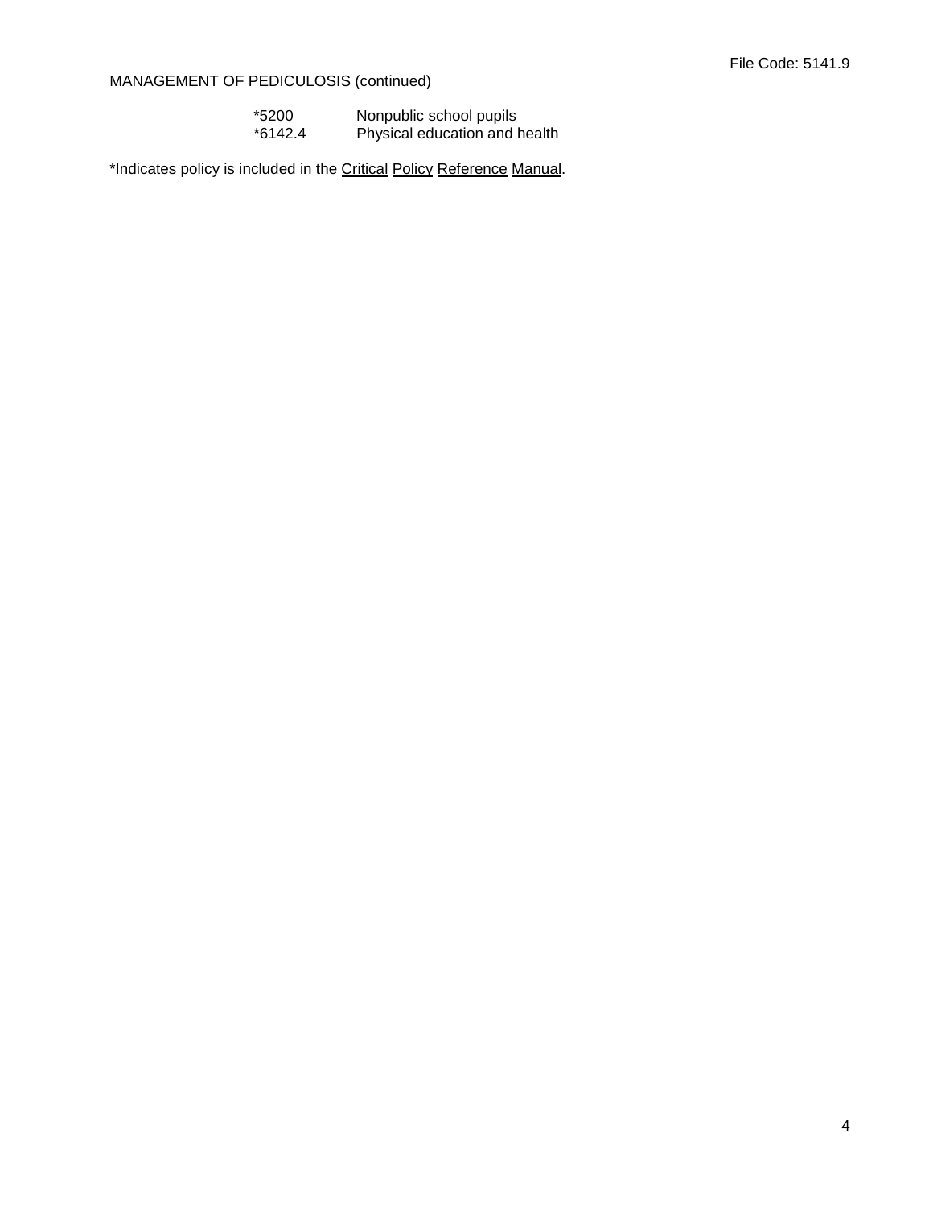MANAGEMENT OF PEDICULOSIS (continued)

| | |
|---|---|
| *5200 | Nonpublic school pupils |
| *6142.4 | Physical education and health |

*Indicates policy is included in the Critical Policy Reference Manual.